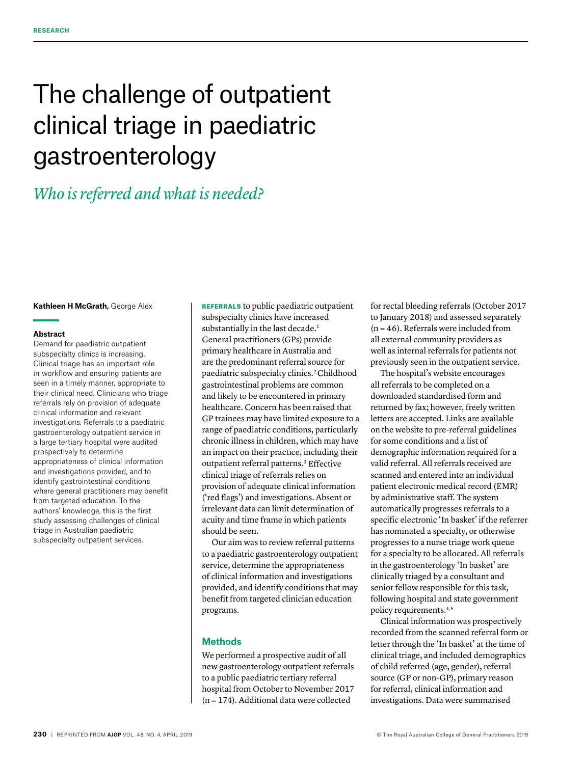# The challenge of outpatient clinical triage in paediatric gastroenterology

## *Who is referred and what is needed?*

**Kathleen H McGrath,** George Alex

### Abstract

Demand for paediatric outpatient subspecialty clinics is increasing. Clinical triage has an important role in workflow and ensuring patients are seen in a timely manner, appropriate to their clinical need. Clinicians who triage referrals rely on provision of adequate clinical information and relevant investigations. Referrals to a paediatric gastroenterology outpatient service in a large tertiary hospital were audited prospectively to determine appropriateness of clinical information and investigations provided, and to identify gastrointestinal conditions where general practitioners may benefit from targeted education. To the authors' knowledge, this is the first study assessing challenges of clinical triage in Australian paediatric subspecialty outpatient services.

**REFERRALS** to public paediatric outpatient subspecialty clinics have increased substantially in the last decade.[1] General practitioners (GPs) provide primary healthcare in Australia and are the predominant referral source for paediatric subspecialty clinics.[2] Childhood gastrointestinal problems are common and likely to be encountered in primary healthcare. Concern has been raised that GP trainees may have limited exposure to a range of paediatric conditions, particularly chronic illness in children, which may have an impact on their practice, including their outpatient referral patterns.[3] Effective clinical triage of referrals relies on provision of adequate clinical information ('red flags') and investigations. Absent or irrelevant data can limit determination of acuity and time frame in which patients should be seen.

Our aim was to review referral patterns to a paediatric gastroenterology outpatient service, determine the appropriateness of clinical information and investigations provided, and identify conditions that may benefit from targeted clinician education programs.

## Methods

We performed a prospective audit of all new gastroenterology outpatient referrals to a public paediatric tertiary referral hospital from October to November 2017 (n = 174). Additional data were collected for rectal bleeding referrals (October 2017 to January 2018) and assessed separately (n = 46). Referrals were included from all external community providers as well as internal referrals for patients not previously seen in the outpatient service.

The hospital's website encourages all referrals to be completed on a downloaded standardised form and returned by fax; however, freely written letters are accepted. Links are available on the website to pre-referral guidelines for some conditions and a list of demographic information required for a valid referral. All referrals received are scanned and entered into an individual patient electronic medical record (EMR) by administrative staff. The system automatically progresses referrals to a specific electronic 'In basket' if the referrer has nominated a specialty, or otherwise progresses to a nurse triage work queue for a specialty to be allocated. All referrals in the gastroenterology 'In basket' are clinically triaged by a consultant and senior fellow responsible for this task, following hospital and state government policy requirements.[4,5]

Clinical information was prospectively recorded from the scanned referral form or letter through the 'In basket' at the time of clinical triage, and included demographics of child referred (age, gender), referral source (GP or non-GP), primary reason for referral, clinical information and investigations. Data were summarised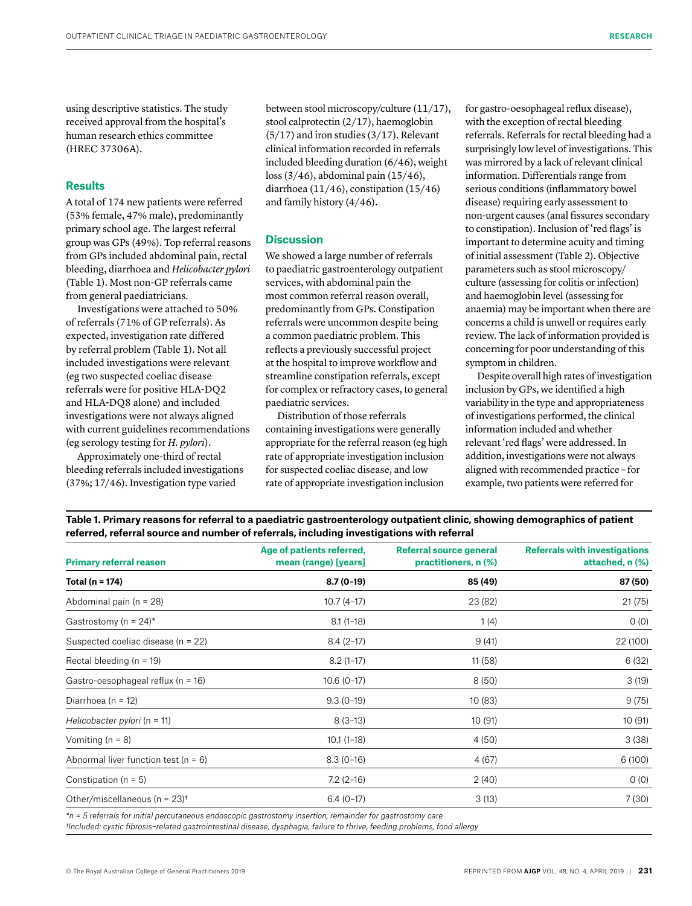using descriptive statistics. The study received approval from the hospital's human research ethics committee (HREC 37306A).

## Results

A total of 174 new patients were referred (53% female, 47% male), predominantly primary school age. The largest referral group was GPs (49%). Top referral reasons from GPs included abdominal pain, rectal bleeding, diarrhoea and *Helicobacter pylori* (Table 1). Most non-GP referrals came from general paediatricians.

Investigations were attached to 50% of referrals (71% of GP referrals). As expected, investigation rate differed by referral problem (Table 1). Not all included investigations were relevant (eg two suspected coeliac disease referrals were for positive HLA-DQ2 and HLA-DQ8 alone) and included investigations were not always aligned with current guidelines recommendations (eg serology testing for *H. pylori*).

Approximately one-third of rectal bleeding referrals included investigations (37%; 17/46). Investigation type varied between stool microscopy/culture (11/17), stool calprotectin (2/17), haemoglobin (5/17) and iron studies (3/17). Relevant clinical information recorded in referrals included bleeding duration (6/46), weight loss (3/46), abdominal pain (15/46), diarrhoea (11/46), constipation (15/46) and family history (4/46).

## Discussion

We showed a large number of referrals to paediatric gastroenterology outpatient services, with abdominal pain the most common referral reason overall, predominantly from GPs. Constipation referrals were uncommon despite being a common paediatric problem. This reflects a previously successful project at the hospital to improve workflow and streamline constipation referrals, except for complex or refractory cases, to general paediatric services.

Distribution of those referrals containing investigations were generally appropriate for the referral reason (eg high rate of appropriate investigation inclusion for suspected coeliac disease, and low rate of appropriate investigation inclusion for gastro-oesophageal reflux disease), with the exception of rectal bleeding referrals. Referrals for rectal bleeding had a surprisingly low level of investigations. This was mirrored by a lack of relevant clinical information. Differentials range from serious conditions (inflammatory bowel disease) requiring early assessment to non-urgent causes (anal fissures secondary to constipation). Inclusion of 'red flags' is important to determine acuity and timing of initial assessment (Table 2). Objective parameters such as stool microscopy/culture (assessing for colitis or infection) and haemoglobin level (assessing for anaemia) may be important when there are concerns a child is unwell or requires early review. The lack of information provided is concerning for poor understanding of this symptom in children.

Despite overall high rates of investigation inclusion by GPs, we identified a high variability in the type and appropriateness of investigations performed, the clinical information included and whether relevant 'red flags' were addressed. In addition, investigations were not always aligned with recommended practice – for example, two patients were referred for

**Table 1. Primary reasons for referral to a paediatric gastroenterology outpatient clinic, showing demographics of patient referred, referral source and number of referrals, including investigations with referral**

| Primary referral reason | Age of patients referred, mean (range) [years] | Referral source general practitioners, n (%) | Referrals with investigations attached, n (%) |
|---|---|---|---|
| **Total (n = 174)** | **8.7 (0–19)** | **85 (49)** | **87 (50)** |
| Abdominal pain (n = 28) | 10.7 (4–17) | 23 (82) | 21 (75) |
| Gastrostomy (n = 24)* | 8.1 (1–18) | 1 (4) | 0 (0) |
| Suspected coeliac disease (n = 22) | 8.4 (2–17) | 9 (41) | 22 (100) |
| Rectal bleeding (n = 19) | 8.2 (1–17) | 11 (58) | 6 (32) |
| Gastro-oesophageal reflux (n = 16) | 10.6 (0–17) | 8 (50) | 3 (19) |
| Diarrhoea (n = 12) | 9.3 (0–19) | 10 (83) | 9 (75) |
| *Helicobacter pylori* (n = 11) | 8 (3–13) | 10 (91) | 10 (91) |
| Vomiting (n = 8) | 10.1 (1–18) | 4 (50) | 3 (38) |
| Abnormal liver function test (n = 6) | 8.3 (0–16) | 4 (67) | 6 (100) |
| Constipation (n = 5) | 7.2 (2–16) | 2 (40) | 0 (0) |
| Other/miscellaneous (n = 23)† | 6.4 (0–17) | 3 (13) | 7 (30) |

*n = 5 referrals for initial percutaneous endoscopic gastrostomy insertion, remainder for gastrostomy care

†Included: cystic fibrosis–related gastrointestinal disease, dysphagia, failure to thrive, feeding problems, food allergy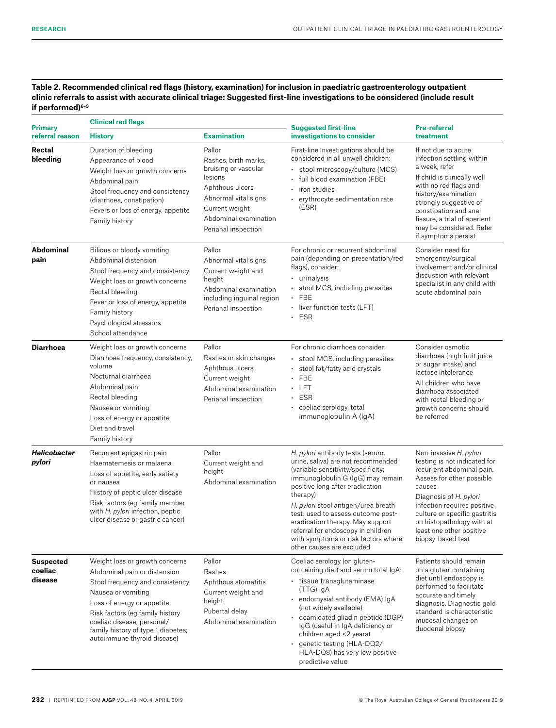**Table 2. Recommended clinical red flags (history, examination) for inclusion in paediatric gastroenterology outpatient clinic referrals to assist with accurate clinical triage: Suggested first-line investigations to be considered (include result if performed)[6–9]**

| Primary referral reason | Clinical red flags | | Suggested first-line investigations to consider | Pre-referral treatment |
|---|---|---|---|---|
| | History | Examination | | |
| **Rectal bleeding** | Duration of bleeding<br>Appearance of blood<br>Weight loss or growth concerns<br>Abdominal pain<br>Stool frequency and consistency (diarrhoea, constipation)<br>Fevers or loss of energy, appetite<br>Family history | Pallor<br>Rashes, birth marks, bruising or vascular lesions<br>Aphthous ulcers<br>Abnormal vital signs<br>Current weight<br>Abdominal examination<br>Perianal inspection | First-line investigations should be considered in all unwell children:<br>• stool microscopy/culture (MCS)<br>• full blood examination (FBE)<br>• iron studies<br>• erythrocyte sedimentation rate (ESR) | If not due to acute infection settling within a week, refer<br>If child is clinically well with no red flags and history/examination strongly suggestive of constipation and anal fissure, a trial of aperient may be considered. Refer if symptoms persist |
| **Abdominal pain** | Bilious or bloody vomiting<br>Abdominal distension<br>Stool frequency and consistency<br>Weight loss or growth concerns<br>Rectal bleeding<br>Fever or loss of energy, appetite<br>Family history<br>Psychological stressors<br>School attendance | Pallor<br>Abnormal vital signs<br>Current weight and height<br>Abdominal examination including inguinal region<br>Perianal inspection | For chronic or recurrent abdominal pain (depending on presentation/red flags), consider:<br>• urinalysis<br>• stool MCS, including parasites<br>• FBE<br>• liver function tests (LFT)<br>• ESR | Consider need for emergency/surgical involvement and/or clinical discussion with relevant specialist in any child with acute abdominal pain |
| **Diarrhoea** | Weight loss or growth concerns<br>Diarrhoea frequency, consistency, volume<br>Nocturnal diarrhoea<br>Abdominal pain<br>Rectal bleeding<br>Nausea or vomiting<br>Loss of energy or appetite<br>Diet and travel<br>Family history | Pallor<br>Rashes or skin changes<br>Aphthous ulcers<br>Current weight<br>Abdominal examination<br>Perianal inspection | For chronic diarrhoea consider:<br>• stool MCS, including parasites<br>• stool fat/fatty acid crystals<br>• FBE<br>• LFT<br>• ESR<br>• coeliac serology, total immunoglobulin A (IgA) | Consider osmotic diarrhoea (high fruit juice or sugar intake) and lactose intolerance<br>All children who have diarrhoea associated with rectal bleeding or growth concerns should be referred |
| ***Helicobacter pylori*** | Recurrent epigastric pain<br>Haematemesis or malaena<br>Loss of appetite, early satiety or nausea<br>History of peptic ulcer disease<br>Risk factors (eg family member with *H. pylori* infection, peptic ulcer disease or gastric cancer) | Pallor<br>Current weight and height<br>Abdominal examination | *H. pylori* antibody tests (serum, urine, saliva) are not recommended (variable sensitivity/specificity; immunoglobulin G (IgG) may remain positive long after eradication therapy)<br>*H. pylori* stool antigen/urea breath test: used to assess outcome post-eradication therapy. May support referral for endoscopy in children with symptoms or risk factors where other causes are excluded | Non-invasive *H. pylori* testing is not indicated for recurrent abdominal pain. Assess for other possible causes<br>Diagnosis of *H. pylori* infection requires positive culture or specific gastritis on histopathology with at least one other positive biopsy-based test |
| **Suspected coeliac disease** | Weight loss or growth concerns<br>Abdominal pain or distension<br>Stool frequency and consistency<br>Nausea or vomiting<br>Loss of energy or appetite<br>Risk factors (eg family history coeliac disease; personal/family history of type 1 diabetes; autoimmune thyroid disease) | Pallor<br>Rashes<br>Aphthous stomatitis<br>Current weight and height<br>Pubertal delay<br>Abdominal examination | Coeliac serology (on gluten-containing diet) and serum total IgA:<br>• tissue transglutaminase (TTG) IgA<br>• endomysial antibody (EMA) IgA (not widely available)<br>• deamidated gliadin peptide (DGP) IgG (useful in IgA deficiency or children aged <2 years)<br>• genetic testing (HLA-DQ2/HLA-DQ8) has very low positive predictive value | Patients should remain on a gluten-containing diet until endoscopy is performed to facilitate accurate and timely diagnosis. Diagnostic gold standard is characteristic mucosal changes on duodenal biopsy |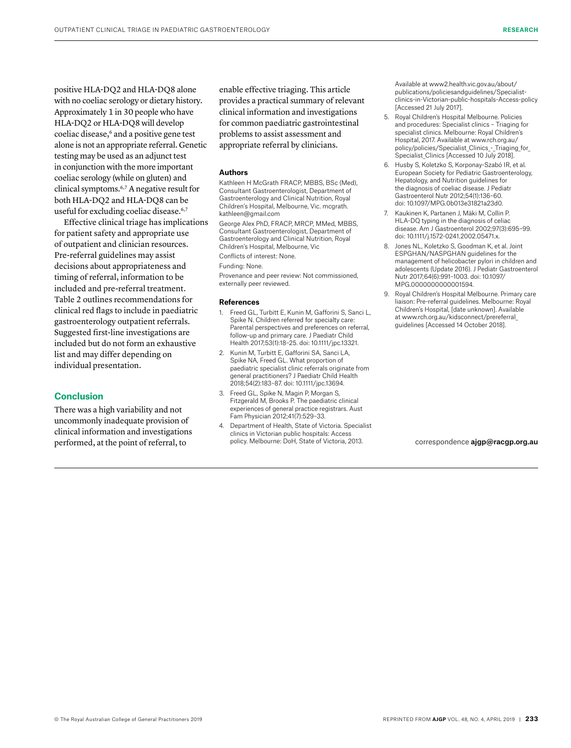positive HLA-DQ2 and HLA-DQ8 alone with no coeliac serology or dietary history. Approximately 1 in 30 people who have HLA-DQ2 or HLA-DQ8 will develop coeliac disease,[6] and a positive gene test alone is not an appropriate referral. Genetic testing may be used as an adjunct test in conjunction with the more important coeliac serology (while on gluten) and clinical symptoms.[6,7] A negative result for both HLA-DQ2 and HLA-DQ8 can be useful for excluding coeliac disease.[6,7]

Effective clinical triage has implications for patient safety and appropriate use of outpatient and clinician resources. Pre-referral guidelines may assist decisions about appropriateness and timing of referral, information to be included and pre-referral treatment. Table 2 outlines recommendations for clinical red flags to include in paediatric gastroenterology outpatient referrals. Suggested first-line investigations are included but do not form an exhaustive list and may differ depending on individual presentation.

## Conclusion

There was a high variability and not uncommonly inadequate provision of clinical information and investigations performed, at the point of referral, to enable effective triaging. This article provides a practical summary of relevant clinical information and investigations for common paediatric gastrointestinal problems to assist assessment and appropriate referral by clinicians.

### Authors

Kathleen H McGrath FRACP, MBBS, BSc (Med), Consultant Gastroenterologist, Department of Gastroenterology and Clinical Nutrition, Royal Children's Hospital, Melbourne, Vic. mcgrath.kathleen@gmail.com

George Alex PhD, FRACP, MRCP, MMed, MBBS, Consultant Gastroenterologist, Department of Gastroenterology and Clinical Nutrition, Royal Children's Hospital, Melbourne, Vic

Conflicts of interest: None.

Funding: None.

Provenance and peer review: Not commissioned, externally peer reviewed.

### References

1. Freed GL, Turbitt E, Kunin M, Gafforini S, Sanci L, Spike N. Children referred for specialty care: Parental perspectives and preferences on referral, follow-up and primary care. J Paediatr Child Health 2017;53(1):18–25. doi: 10.1111/jpc.13321.
2. Kunin M, Turbitt E, Gafforini SA, Sanci LA, Spike NA, Freed GL. What proportion of paediatric specialist clinic referrals originate from general practitioners? J Paediatr Child Health 2018;54(2):183–87. doi: 10.1111/jpc.13694.
3. Freed GL, Spike N, Magin P, Morgan S, Fitzgerald M, Brooks P. The paediatric clinical experiences of general practice registrars. Aust Fam Physician 2012;41(7):529–33.
4. Department of Health, State of Victoria. Specialist clinics in Victorian public hospitals: Access policy. Melbourne: DoH, State of Victoria, 2013. Available at www2.health.vic.gov.au/about/publications/policiesandguidelines/Specialist-clinics-in-Victorian-public-hospitals-Access-policy [Accessed 21 July 2017].
5. Royal Children's Hospital Melbourne. Policies and procedures: Specialist clinics – Triaging for specialist clinics. Melbourne: Royal Children's Hospital, 2017. Available at www.rch.org.au/policy/policies/Specialist_Clinics_-_Triaging_for_Specialist_Clinics [Accessed 10 July 2018].
6. Husby S, Koletzko S, Korponay-Szabó IR, et al. European Society for Pediatric Gastroenterology, Hepatology, and Nutrition guidelines for the diagnosis of coeliac disease. J Pediatr Gastroenterol Nutr 2012;54(1):136–60. doi: 10.1097/MPG.0b013e31821a23d0.
7. Kaukinen K, Partanen J, Mäki M, Collin P. HLA-DQ typing in the diagnosis of celiac disease. Am J Gastroenterol 2002;97(3):695–99. doi: 10.1111/j.1572-0241.2002.05471.x.
8. Jones NL, Koletzko S, Goodman K, et al. Joint ESPGHAN/NASPGHAN guidelines for the management of helicobacter pylori in children and adolescents (Update 2016). J Pediatr Gastroenterol Nutr 2017;64(6):991–1003. doi: 10.1097/MPG.0000000000001594.
9. Royal Children's Hospital Melbourne. Primary care liaison: Pre-referral guidelines. Melbourne: Royal Children's Hospital, [date unknown]. Available at www.rch.org.au/kidsconnect/prereferral_guidelines [Accessed 14 October 2018].

correspondence **ajgp@racgp.org.au**